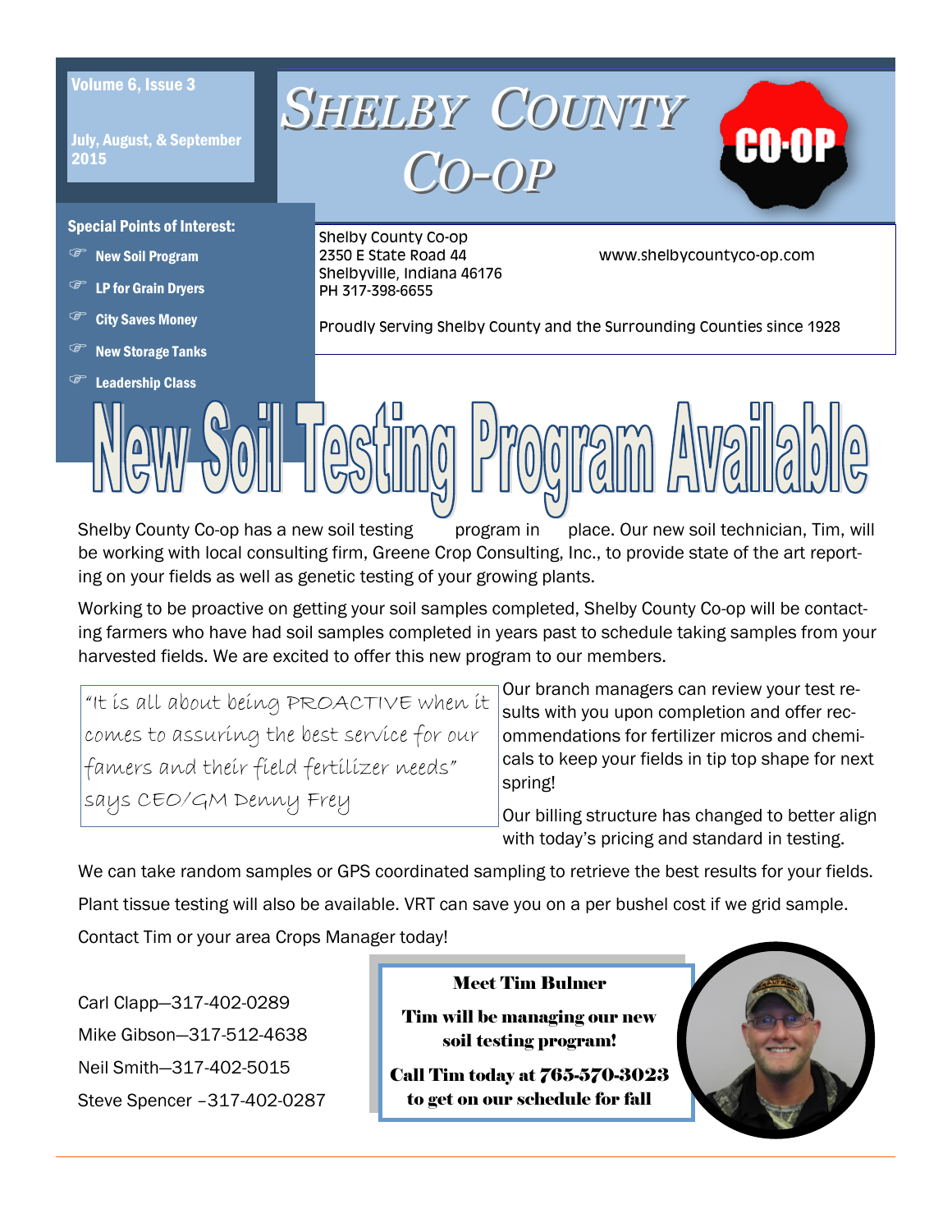Volume 6, Issue 3

July, August, & September 2015

# Shelby County Co-op

CO-OP

Shelby County Co-op
2350 E State Road 44
Shelbyville, Indiana 46176
PH 317-398-6655

www.shelbycountyco-op.com

Proudly Serving Shelby County and the Surrounding Counties since 1928

**Special Points of Interest:**

- New Soil Program
- LP for Grain Dryers
- City Saves Money
- New Storage Tanks
- Leadership Class

# New Soil Testing Program Available

Shelby County Co-op has a new soil testing program in place. Our new soil technician, Tim, will be working with local consulting firm, Greene Crop Consulting, Inc., to provide state of the art reporting on your fields as well as genetic testing of your growing plants.

Working to be proactive on getting your soil samples completed, Shelby County Co-op will be contacting farmers who have had soil samples completed in years past to schedule taking samples from your harvested fields. We are excited to offer this new program to our members.

> "It is all about being PROACTIVE when it comes to assuring the best service for our famers and their field fertilizer needs" says CEO/GM Denny Frey

Our branch managers can review your test results with you upon completion and offer recommendations for fertilizer micros and chemicals to keep your fields in tip top shape for next spring!

Our billing structure has changed to better align with today's pricing and standard in testing.

We can take random samples or GPS coordinated sampling to retrieve the best results for your fields.

Plant tissue testing will also be available. VRT can save you on a per bushel cost if we grid sample.

Contact Tim or your area Crops Manager today!

Carl Clapp—317-402-0289
Mike Gibson—317-512-4638
Neil Smith—317-402-5015
Steve Spencer –317-402-0287

**Meet Tim Bulmer**

**Tim will be managing our new soil testing program!**

**Call Tim today at 765-570-3023 to get on our schedule for fall**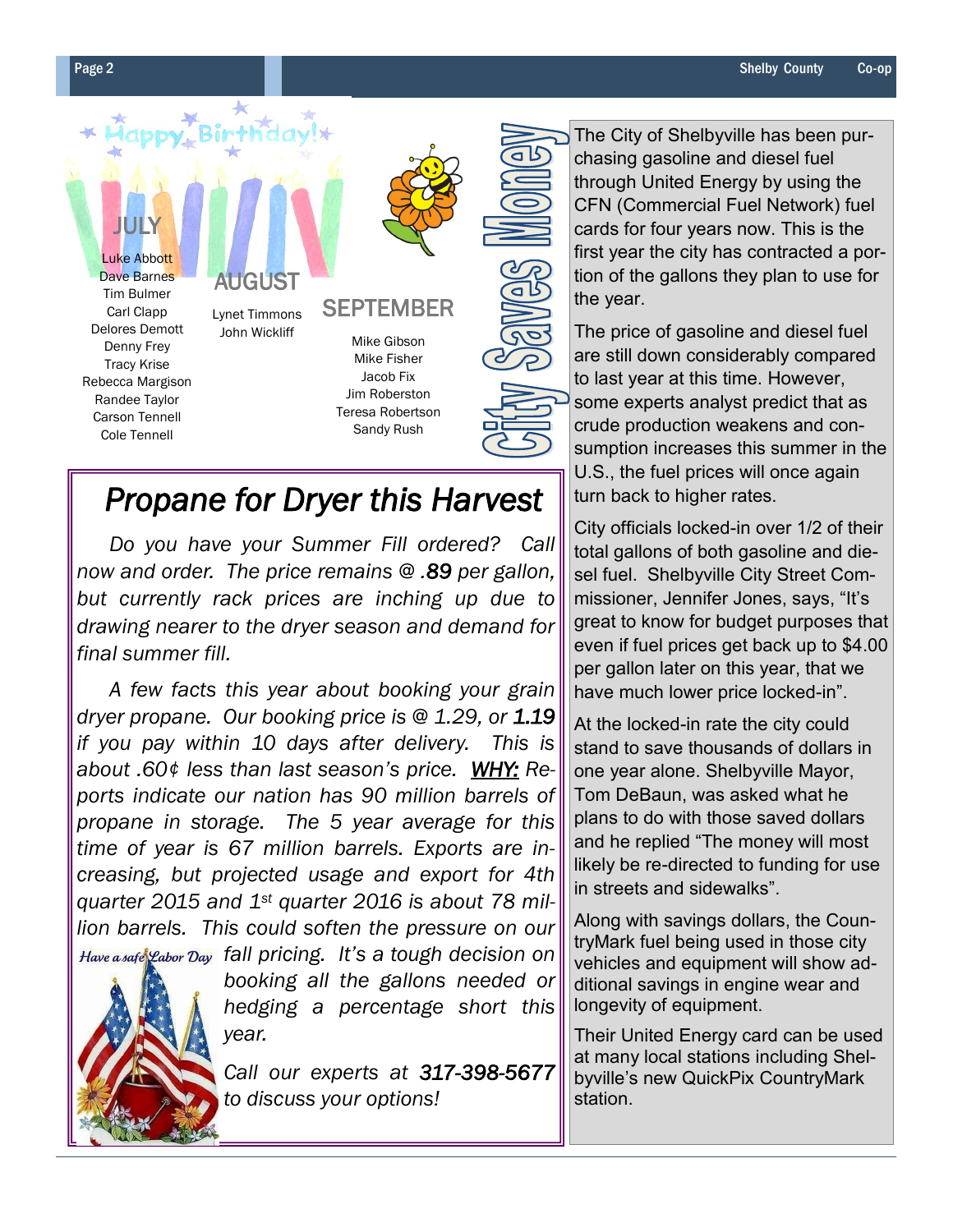## Happy Birthday!

### JULY

Luke Abbott
Dave Barnes
Tim Bulmer
Carl Clapp
Delores Demott
Denny Frey
Tracy Krise
Rebecca Margison
Randee Taylor
Carson Tennell
Cole Tennell

### AUGUST

Lynet Timmons
John Wickliff

### SEPTEMBER

Mike Gibson
Mike Fisher
Jacob Fix
Jim Roberston
Teresa Robertson
Sandy Rush

## Propane for Dryer this Harvest

*Do you have your Summer Fill ordered? Call now and order. The price remains @ **.89** per gallon, but currently rack prices are inching up due to drawing nearer to the dryer season and demand for final summer fill.*

*A few facts this year about booking your grain dryer propane. Our booking price is @ 1.29, or **1.19** if you pay within 10 days after delivery. This is about .60¢ less than last season's price. **WHY:** Reports indicate our nation has 90 million barrels of propane in storage. The 5 year average for this time of year is 67 million barrels. Exports are increasing, but projected usage and export for 4th quarter 2015 and 1st quarter 2016 is about 78 million barrels. This could soften the pressure on our fall pricing. It's a tough decision on booking all the gallons needed or hedging a percentage short this year.*

*Call our experts at **317-398-5677** to discuss your options!*

Have a safe Labor Day

## City Saves Money

The City of Shelbyville has been purchasing gasoline and diesel fuel through United Energy by using the CFN (Commercial Fuel Network) fuel cards for four years now. This is the first year the city has contracted a portion of the gallons they plan to use for the year.

The price of gasoline and diesel fuel are still down considerably compared to last year at this time. However, some experts analyst predict that as crude production weakens and consumption increases this summer in the U.S., the fuel prices will once again turn back to higher rates.

City officials locked-in over 1/2 of their total gallons of both gasoline and diesel fuel. Shelbyville City Street Commissioner, Jennifer Jones, says, "It's great to know for budget purposes that even if fuel prices get back up to $4.00 per gallon later on this year, that we have much lower price locked-in".

At the locked-in rate the city could stand to save thousands of dollars in one year alone. Shelbyville Mayor, Tom DeBaun, was asked what he plans to do with those saved dollars and he replied "The money will most likely be re-directed to funding for use in streets and sidewalks".

Along with savings dollars, the CountryMark fuel being used in those city vehicles and equipment will show additional savings in engine wear and longevity of equipment.

Their United Energy card can be used at many local stations including Shelbyville's new QuickPix CountryMark station.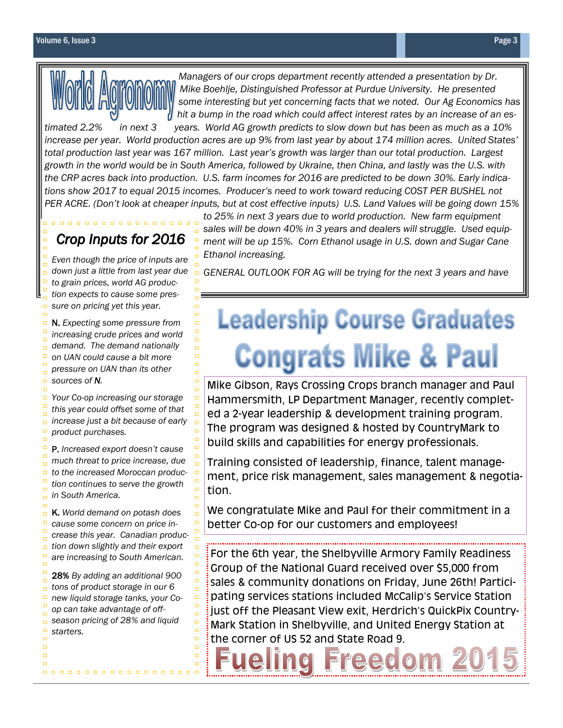## World Agronomy

*Managers of our crops department recently attended a presentation by Dr. Mike Boehlje, Distinguished Professor at Purdue University. He presented some interesting but yet concerning facts that we noted. Our Ag Economics has hit a bump in the road which could affect interest rates by an increase of an estimated 2.2% in next 3 years. World AG growth predicts to slow down but has been as much as a 10% increase per year. World production acres are up 9% from last year by about 174 million acres. United States' total production last year was 167 million. Last year's growth was larger than our total production. Largest growth in the world would be in South America, followed by Ukraine, then China, and lastly was the U.S. with the CRP acres back into production. U.S. farm incomes for 2016 are predicted to be down 30%. Early indications show 2017 to equal 2015 incomes. Producer's need to work toward reducing COST PER BUSHEL not PER ACRE. (Don't look at cheaper inputs, but at cost effective inputs) U.S. Land Values will be going down 15% to 25% in next 3 years due to world production. New farm equipment sales will be down 40% in 3 years and dealers will struggle. Used equipment will be up 15%. Corn Ethanol usage in U.S. down and Sugar Cane Ethanol increasing.*

*GENERAL OUTLOOK FOR AG will be trying for the next 3 years and have*

## *Crop Inputs for 2016*

*Even though the price of inputs are down just a little from last year due to grain prices, world AG production expects to cause some pressure on pricing yet this year.*

**N.** *Expecting some pressure from increasing crude prices and world demand. The demand nationally on UAN could cause a bit more pressure on UAN than its other sources of* ***N.***

*Your Co-op increasing our storage this year could offset some of that increase just a bit because of early product purchases.*

**P.** *Increased export doesn't cause much threat to price increase, due to the increased Moroccan production continues to serve the growth in South America.*

**K.** *World demand on potash does cause some concern on price increase this year. Canadian production down slightly and their export are increasing to South American.*

**28%** *By adding an additional 900 tons of product storage in our 6 new liquid storage tanks, your Co-op can take advantage of off-season pricing of 28% and liquid starters.*

# Leadership Course Graduates

# Congrats Mike & Paul

Mike Gibson, Rays Crossing Crops branch manager and Paul Hammersmith, LP Department Manager, recently completed a 2-year leadership & development training program. The program was designed & hosted by CountryMark to build skills and capabilities for energy professionals.

Training consisted of leadership, finance, talent management, price risk management, sales management & negotiation.

We congratulate Mike and Paul for their commitment in a better Co-op for our customers and employees!

For the 6th year, the Shelbyville Armory Family Readiness Group of the National Guard received over $5,000 from sales & community donations on Friday, June 26th! Participating services stations included McCalip's Service Station just off the Pleasant View exit, Herdrich's QuickPix CountryMark Station in Shelbyville, and United Energy Station at the corner of US 52 and State Road 9.

# Fueling Freedom 2015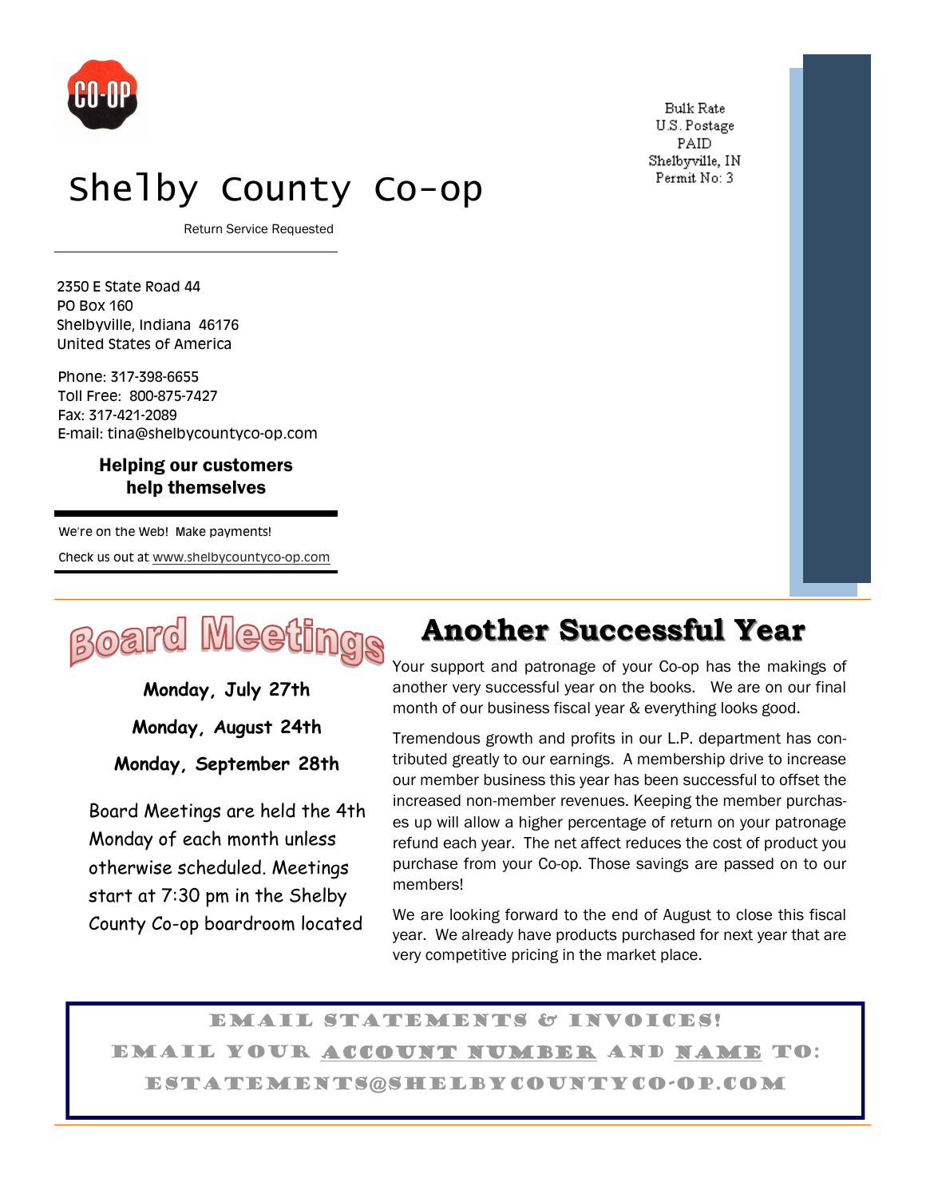# Shelby County Co-op

Return Service Requested

Bulk Rate
U.S. Postage
PAID
Shelbyville, IN
Permit No: 3

2350 E State Road 44
PO Box 160
Shelbyville, Indiana 46176
United States of America

Phone: 317-398-6655
Toll Free: 800-875-7427
Fax: 317-421-2089
E-mail: tina@shelbycountyco-op.com

**Helping our customers help themselves**

We're on the Web! Make payments!

Check us out at www.shelbycountyco-op.com

## Board Meetings

**Monday, July 27th**

**Monday, August 24th**

**Monday, September 28th**

Board Meetings are held the 4th Monday of each month unless otherwise scheduled. Meetings start at 7:30 pm in the Shelby County Co-op boardroom located

## Another Successful Year

Your support and patronage of your Co-op has the makings of another very successful year on the books. We are on our final month of our business fiscal year & everything looks good.

Tremendous growth and profits in our L.P. department has contributed greatly to our earnings. A membership drive to increase our member business this year has been successful to offset the increased non-member revenues. Keeping the member purchases up will allow a higher percentage of return on your patronage refund each year. The net affect reduces the cost of product you purchase from your Co-op. Those savings are passed on to our members!

We are looking forward to the end of August to close this fiscal year. We already have products purchased for next year that are very competitive pricing in the market place.

**EMAIL STATEMENTS & INVOICES!**

**EMAIL YOUR ACCOUNT NUMBER AND NAME TO:**

**ESTATEMENTS@SHELBYCOUNTYCO-OP.COM**